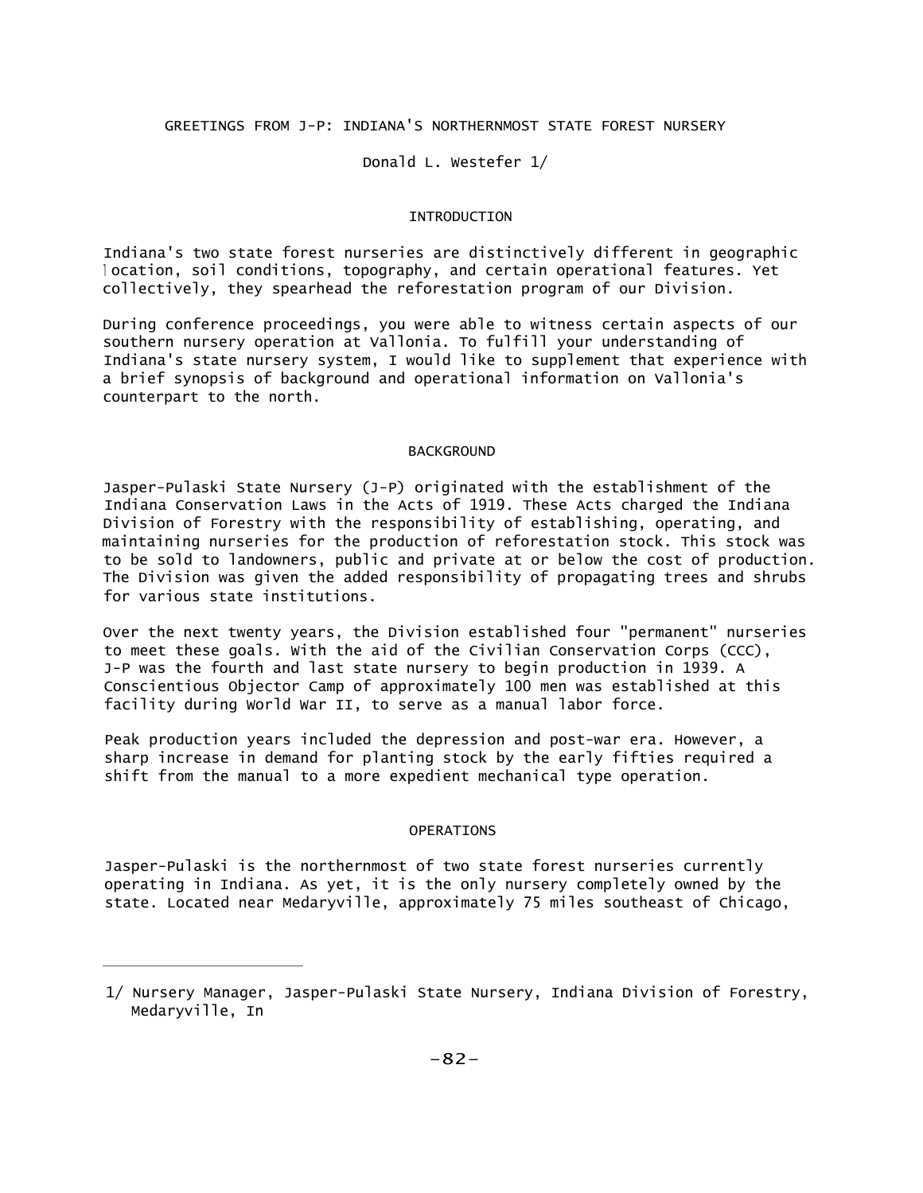# GREETINGS FROM J-P: INDIANA'S NORTHERNMOST STATE FOREST NURSERY

Donald L. Westefer 1/

## INTRODUCTION

Indiana's two state forest nurseries are distinctively different in geographic location, soil conditions, topography, and certain operational features. Yet collectively, they spearhead the reforestation program of our Division.

During conference proceedings, you were able to witness certain aspects of our southern nursery operation at Vallonia. To fulfill your understanding of Indiana's state nursery system, I would like to supplement that experience with a brief synopsis of background and operational information on Vallonia's counterpart to the north.

## BACKGROUND

Jasper-Pulaski State Nursery (J-P) originated with the establishment of the Indiana Conservation Laws in the Acts of 1919. These Acts charged the Indiana Division of Forestry with the responsibility of establishing, operating, and maintaining nurseries for the production of reforestation stock. This stock was to be sold to landowners, public and private at or below the cost of production. The Division was given the added responsibility of propagating trees and shrubs for various state institutions.

Over the next twenty years, the Division established four "permanent" nurseries to meet these goals. With the aid of the Civilian Conservation Corps (CCC), J-P was the fourth and last state nursery to begin production in 1939. A Conscientious Objector Camp of approximately 100 men was established at this facility during World War II, to serve as a manual labor force.

Peak production years included the depression and post-war era. However, a sharp increase in demand for planting stock by the early fifties required a shift from the manual to a more expedient mechanical type operation.

## OPERATIONS

Jasper-Pulaski is the northernmost of two state forest nurseries currently operating in Indiana. As yet, it is the only nursery completely owned by the state. Located near Medaryville, approximately 75 miles southeast of Chicago,

---

1/ Nursery Manager, Jasper-Pulaski State Nursery, Indiana Division of Forestry, Medaryville, In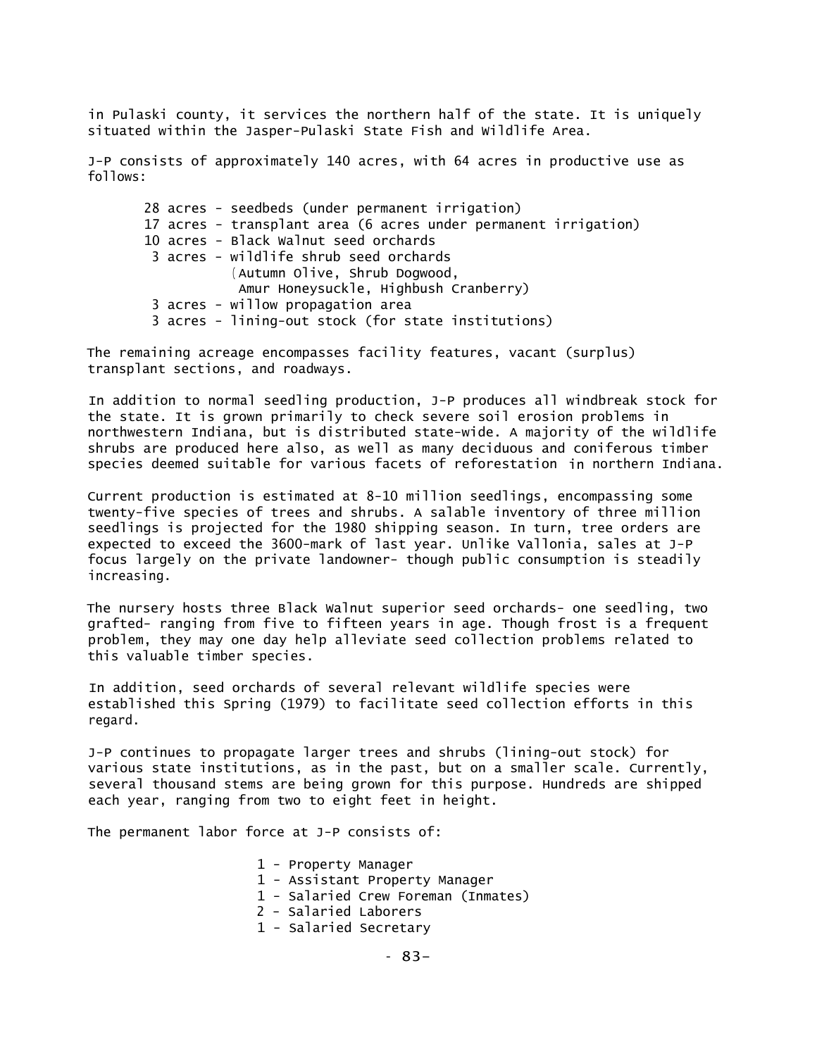in Pulaski county, it services the northern half of the state. It is uniquely situated within the Jasper-Pulaski State Fish and Wildlife Area.

J-P consists of approximately 140 acres, with 64 acres in productive use as follows:

- 28 acres - seedbeds (under permanent irrigation)
- 17 acres - transplant area (6 acres under permanent irrigation)
- 10 acres - Black Walnut seed orchards
- 3 acres - wildlife shrub seed orchards (Autumn Olive, Shrub Dogwood, Amur Honeysuckle, Highbush Cranberry)
- 3 acres - willow propagation area
- 3 acres - lining-out stock (for state institutions)

The remaining acreage encompasses facility features, vacant (surplus) transplant sections, and roadways.

In addition to normal seedling production, J-P produces all windbreak stock for the state. It is grown primarily to check severe soil erosion problems in northwestern Indiana, but is distributed state-wide. A majority of the wildlife shrubs are produced here also, as well as many deciduous and coniferous timber species deemed suitable for various facets of reforestation in northern Indiana.

Current production is estimated at 8-10 million seedlings, encompassing some twenty-five species of trees and shrubs. A salable inventory of three million seedlings is projected for the 1980 shipping season. In turn, tree orders are expected to exceed the 3600-mark of last year. Unlike Vallonia, sales at J-P focus largely on the private landowner- though public consumption is steadily increasing.

The nursery hosts three Black Walnut superior seed orchards- one seedling, two grafted- ranging from five to fifteen years in age. Though frost is a frequent problem, they may one day help alleviate seed collection problems related to this valuable timber species.

In addition, seed orchards of several relevant wildlife species were established this Spring (1979) to facilitate seed collection efforts in this regard.

J-P continues to propagate larger trees and shrubs (lining-out stock) for various state institutions, as in the past, but on a smaller scale. Currently, several thousand stems are being grown for this purpose. Hundreds are shipped each year, ranging from two to eight feet in height.

The permanent labor force at J-P consists of:

- 1 - Property Manager
- 1 - Assistant Property Manager
- 1 - Salaried Crew Foreman (Inmates)
- 2 - Salaried Laborers
- 1 - Salaried Secretary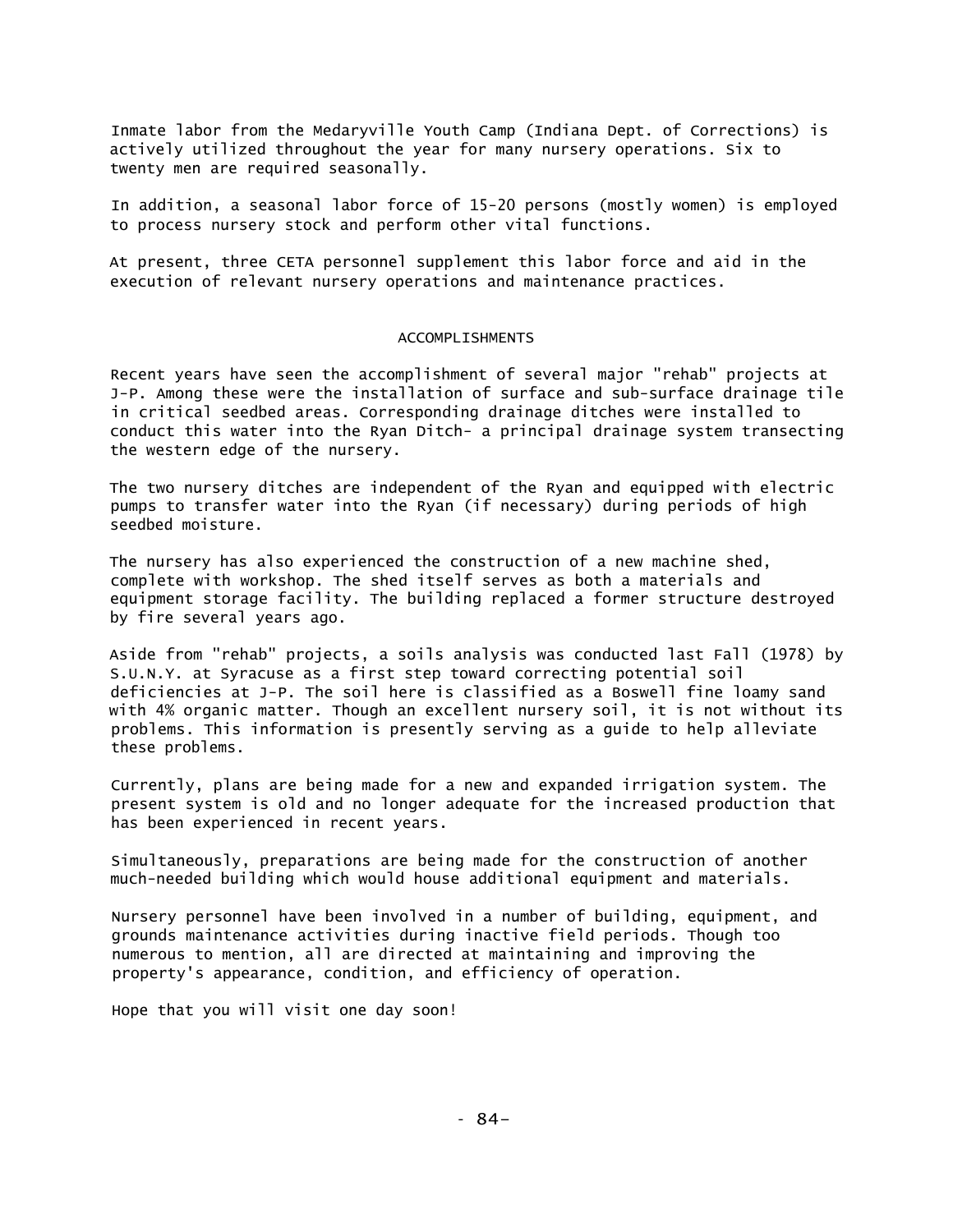Inmate labor from the Medaryville Youth Camp (Indiana Dept. of Corrections) is actively utilized throughout the year for many nursery operations. Six to twenty men are required seasonally.

In addition, a seasonal labor force of 15-20 persons (mostly women) is employed to process nursery stock and perform other vital functions.

At present, three CETA personnel supplement this labor force and aid in the execution of relevant nursery operations and maintenance practices.

## ACCOMPLISHMENTS

Recent years have seen the accomplishment of several major "rehab" projects at J-P. Among these were the installation of surface and sub-surface drainage tile in critical seedbed areas. Corresponding drainage ditches were installed to conduct this water into the Ryan Ditch- a principal drainage system transecting the western edge of the nursery.

The two nursery ditches are independent of the Ryan and equipped with electric pumps to transfer water into the Ryan (if necessary) during periods of high seedbed moisture.

The nursery has also experienced the construction of a new machine shed, complete with workshop. The shed itself serves as both a materials and equipment storage facility. The building replaced a former structure destroyed by fire several years ago.

Aside from "rehab" projects, a soils analysis was conducted last Fall (1978) by S.U.N.Y. at Syracuse as a first step toward correcting potential soil deficiencies at J-P. The soil here is classified as a Boswell fine loamy sand with 4% organic matter. Though an excellent nursery soil, it is not without its problems. This information is presently serving as a guide to help alleviate these problems.

Currently, plans are being made for a new and expanded irrigation system. The present system is old and no longer adequate for the increased production that has been experienced in recent years.

Simultaneously, preparations are being made for the construction of another much-needed building which would house additional equipment and materials.

Nursery personnel have been involved in a number of building, equipment, and grounds maintenance activities during inactive field periods. Though too numerous to mention, all are directed at maintaining and improving the property's appearance, condition, and efficiency of operation.

Hope that you will visit one day soon!